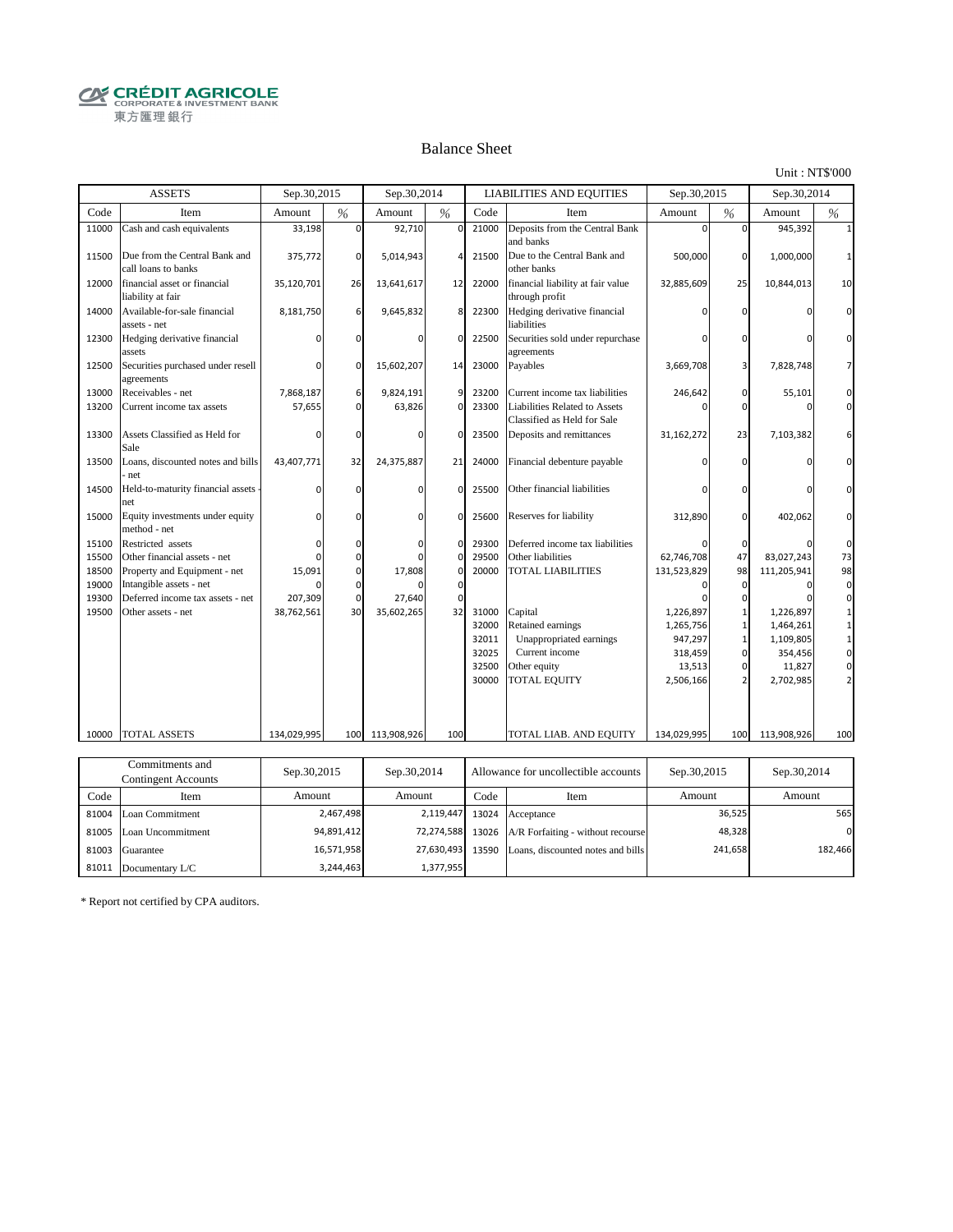CRÉDIT AGRICOLE
CORPORATE & INVESTMENT BANK
東方匯理銀行

## Balance Sheet

Unit : NT$'000

| ASSETS | | Sep.30,2015 | | Sep.30,2014 | | LIABILITIES AND EQUITIES | | Sep.30,2015 | | Sep.30,2014 | |
|---|---|---|---|---|---|---|---|---|---|---|---|
| Code | Item | Amount | % | Amount | % | Code | Item | Amount | % | Amount | % |
| 11000 | Cash and cash equivalents | 33,198 | 0 | 92,710 | 0 | 21000 | Deposits from the Central Bank and banks | 0 | 0 | 945,392 | 1 |
| 11500 | Due from the Central Bank and call loans to banks | 375,772 | 0 | 5,014,943 | 4 | 21500 | Due to the Central Bank and other banks | 500,000 | 0 | 1,000,000 | 1 |
| 12000 | financial asset or financial liability at fair | 35,120,701 | 26 | 13,641,617 | 12 | 22000 | financial liability at fair value through profit | 32,885,609 | 25 | 10,844,013 | 10 |
| 14000 | Available-for-sale financial assets - net | 8,181,750 | 6 | 9,645,832 | 8 | 22300 | Hedging derivative financial liabilities | 0 | 0 | 0 | 0 |
| 12300 | Hedging derivative financial assets | 0 | 0 | 0 | 0 | 22500 | Securities sold under repurchase agreements | 0 | 0 | 0 | 0 |
| 12500 | Securities purchased under resell agreements | 0 | 0 | 15,602,207 | 14 | 23000 | Payables | 3,669,708 | 3 | 7,828,748 | 7 |
| 13000 | Receivables - net | 7,868,187 | 6 | 9,824,191 | 9 | 23200 | Current income tax liabilities | 246,642 | 0 | 55,101 | 0 |
| 13200 | Current income tax assets | 57,655 | 0 | 63,826 | 0 | 23300 | Liabilities Related to Assets Classified as Held for Sale | 0 | 0 | 0 | 0 |
| 13300 | Assets Classified as Held for Sale | 0 | 0 | 0 | 0 | 23500 | Deposits and remittances | 31,162,272 | 23 | 7,103,382 | 6 |
| 13500 | Loans, discounted notes and bills - net | 43,407,771 | 32 | 24,375,887 | 21 | 24000 | Financial debenture payable | 0 | 0 | 0 | 0 |
| 14500 | Held-to-maturity financial assets - net | 0 | 0 | 0 | 0 | 25500 | Other financial liabilities | 0 | 0 | 0 | 0 |
| 15000 | Equity investments under equity method - net | 0 | 0 | 0 | 0 | 25600 | Reserves for liability | 312,890 | 0 | 402,062 | 0 |
| 15100 | Restricted assets | 0 | 0 | 0 | 0 | 29300 | Deferred income tax liabilities | 0 | 0 | 0 | 0 |
| 15500 | Other financial assets - net | 0 | 0 | 0 | 0 | 29500 | Other liabilities | 62,746,708 | 47 | 83,027,243 | 73 |
| 18500 | Property and Equipment - net | 15,091 | 0 | 17,808 | 0 | 20000 | TOTAL LIABILITIES | 131,523,829 | 98 | 111,205,941 | 98 |
| 19000 | Intangible assets - net | 0 | 0 | 0 | 0 | | | 0 | 0 | 0 | 0 |
| 19300 | Deferred income tax assets - net | 207,309 | 0 | 27,640 | 0 | | | 0 | 0 | 0 | 0 |
| 19500 | Other assets - net | 38,762,561 | 30 | 35,602,265 | 32 | 31000 | Capital | 1,226,897 | 1 | 1,226,897 | 1 |
| | | | | | | 32000 | Retained earnings | 1,265,756 | 1 | 1,464,261 | 1 |
| | | | | | | 32011 | Unappropriated earnings | 947,297 | 1 | 1,109,805 | 1 |
| | | | | | | 32025 | Current income | 318,459 | 0 | 354,456 | 0 |
| | | | | | | 32500 | Other equity | 13,513 | 0 | 11,827 | 0 |
| | | | | | | 30000 | TOTAL EQUITY | 2,506,166 | 2 | 2,702,985 | 2 |
| 10000 | TOTAL ASSETS | 134,029,995 | 100 | 113,908,926 | 100 | | TOTAL LIAB. AND EQUITY | 134,029,995 | 100 | 113,908,926 | 100 |

| Commitments and Contingent Accounts | | Sep.30,2015 | Sep.30,2014 | Allowance for uncollectible accounts | | Sep.30,2015 | Sep.30,2014 |
|---|---|---|---|---|---|---|---|
| Code | Item | Amount | Amount | Code | Item | Amount | Amount |
| 81004 | Loan Commitment | 2,467,498 | 2,119,447 | 13024 | Acceptance | 36,525 | 565 |
| 81005 | Loan Uncommitment | 94,891,412 | 72,274,588 | 13026 | A/R Forfaiting - without recourse | 48,328 | 0 |
| 81003 | Guarantee | 16,571,958 | 27,630,493 | 13590 | Loans, discounted notes and bills | 241,658 | 182,466 |
| 81011 | Documentary L/C | 3,244,463 | 1,377,955 | | | | |

* Report not certified by CPA auditors.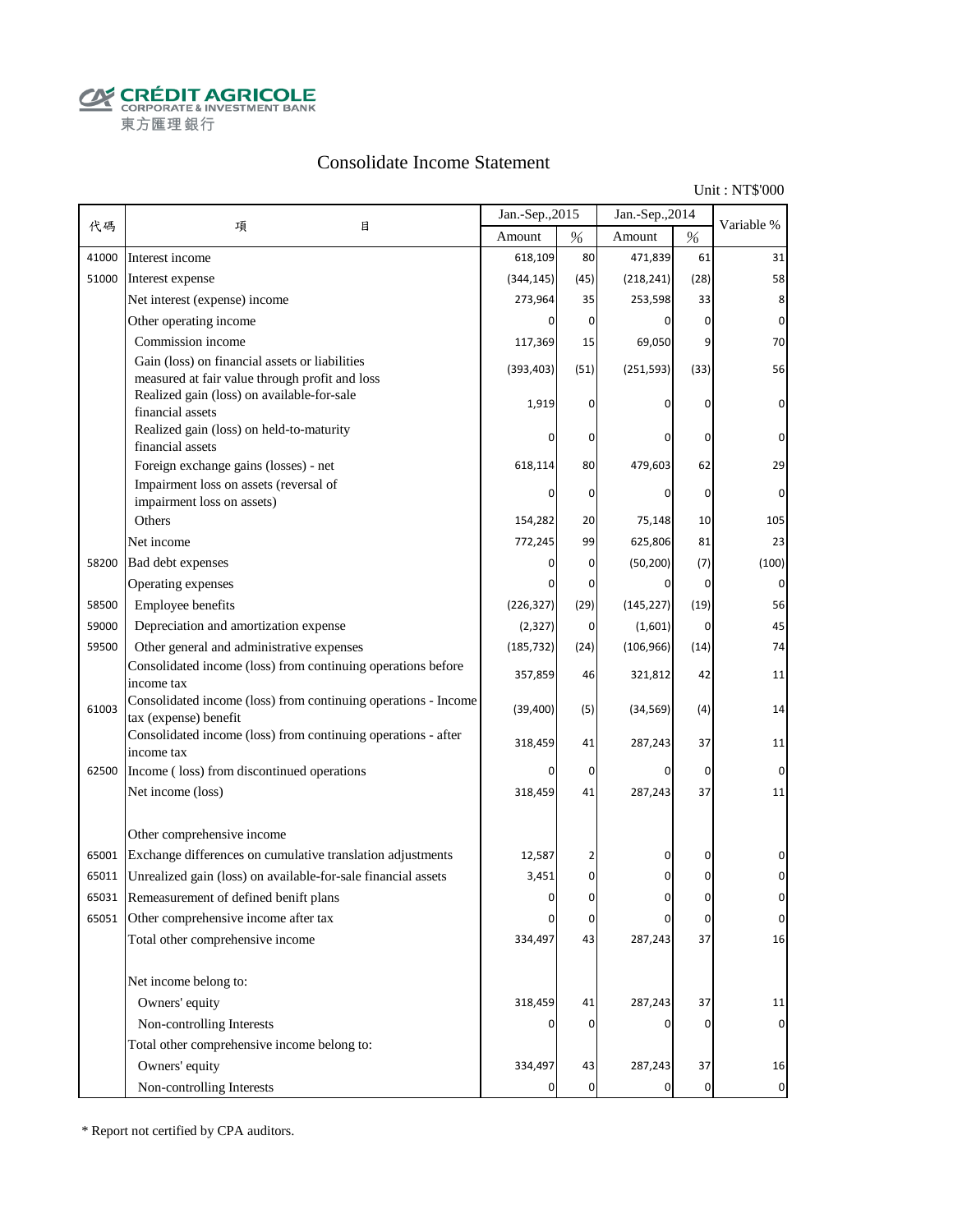CRÉDIT AGRICOLE
CORPORATE & INVESTMENT BANK
東方匯理銀行

# Consolidate Income Statement

Unit : NT$'000

| 代碼 | 項　　目 | Jan.-Sep.,2015 | | Jan.-Sep.,2014 | | Variable % |
|---|---|---|---|---|---|---|
| | | Amount | % | Amount | % | |
| 41000 | Interest income | 618,109 | 80 | 471,839 | 61 | 31 |
| 51000 | Interest expense | (344,145) | (45) | (218,241) | (28) | 58 |
| | Net interest (expense) income | 273,964 | 35 | 253,598 | 33 | 8 |
| | Other operating income | 0 | 0 | 0 | 0 | 0 |
| | Commission income | 117,369 | 15 | 69,050 | 9 | 70 |
| | Gain (loss) on financial assets or liabilities measured at fair value through profit and loss | (393,403) | (51) | (251,593) | (33) | 56 |
| | Realized gain (loss) on available-for-sale financial assets | 1,919 | 0 | 0 | 0 | 0 |
| | Realized gain (loss) on held-to-maturity financial assets | 0 | 0 | 0 | 0 | 0 |
| | Foreign exchange gains (losses) - net | 618,114 | 80 | 479,603 | 62 | 29 |
| | Impairment loss on assets (reversal of impairment loss on assets) | 0 | 0 | 0 | 0 | 0 |
| | Others | 154,282 | 20 | 75,148 | 10 | 105 |
| | Net income | 772,245 | 99 | 625,806 | 81 | 23 |
| 58200 | Bad debt expenses | 0 | 0 | (50,200) | (7) | (100) |
| | Operating expenses | 0 | 0 | 0 | 0 | 0 |
| 58500 | Employee benefits | (226,327) | (29) | (145,227) | (19) | 56 |
| 59000 | Depreciation and amortization expense | (2,327) | 0 | (1,601) | 0 | 45 |
| 59500 | Other general and administrative expenses | (185,732) | (24) | (106,966) | (14) | 74 |
| | Consolidated income (loss) from continuing operations before income tax | 357,859 | 46 | 321,812 | 42 | 11 |
| 61003 | Consolidated income (loss) from continuing operations - Income tax (expense) benefit | (39,400) | (5) | (34,569) | (4) | 14 |
| | Consolidated income (loss) from continuing operations - after income tax | 318,459 | 41 | 287,243 | 37 | 11 |
| 62500 | Income ( loss) from discontinued operations | 0 | 0 | 0 | 0 | 0 |
| | Net income (loss) | 318,459 | 41 | 287,243 | 37 | 11 |
| | | | | | | |
| | Other comprehensive income | | | | | |
| 65001 | Exchange differences on cumulative translation adjustments | 12,587 | 2 | 0 | 0 | 0 |
| 65011 | Unrealized gain (loss) on available-for-sale financial assets | 3,451 | 0 | 0 | 0 | 0 |
| 65031 | Remeasurement of defined benifit plans | 0 | 0 | 0 | 0 | 0 |
| 65051 | Other comprehensive income after tax | 0 | 0 | 0 | 0 | 0 |
| | Total other comprehensive income | 334,497 | 43 | 287,243 | 37 | 16 |
| | | | | | | |
| | Net income belong to: | | | | | |
| | Owners' equity | 318,459 | 41 | 287,243 | 37 | 11 |
| | Non-controlling Interests | 0 | 0 | 0 | 0 | 0 |
| | Total other comprehensive income belong to: | | | | | |
| | Owners' equity | 334,497 | 43 | 287,243 | 37 | 16 |
| | Non-controlling Interests | 0 | 0 | 0 | 0 | 0 |

* Report not certified by CPA auditors.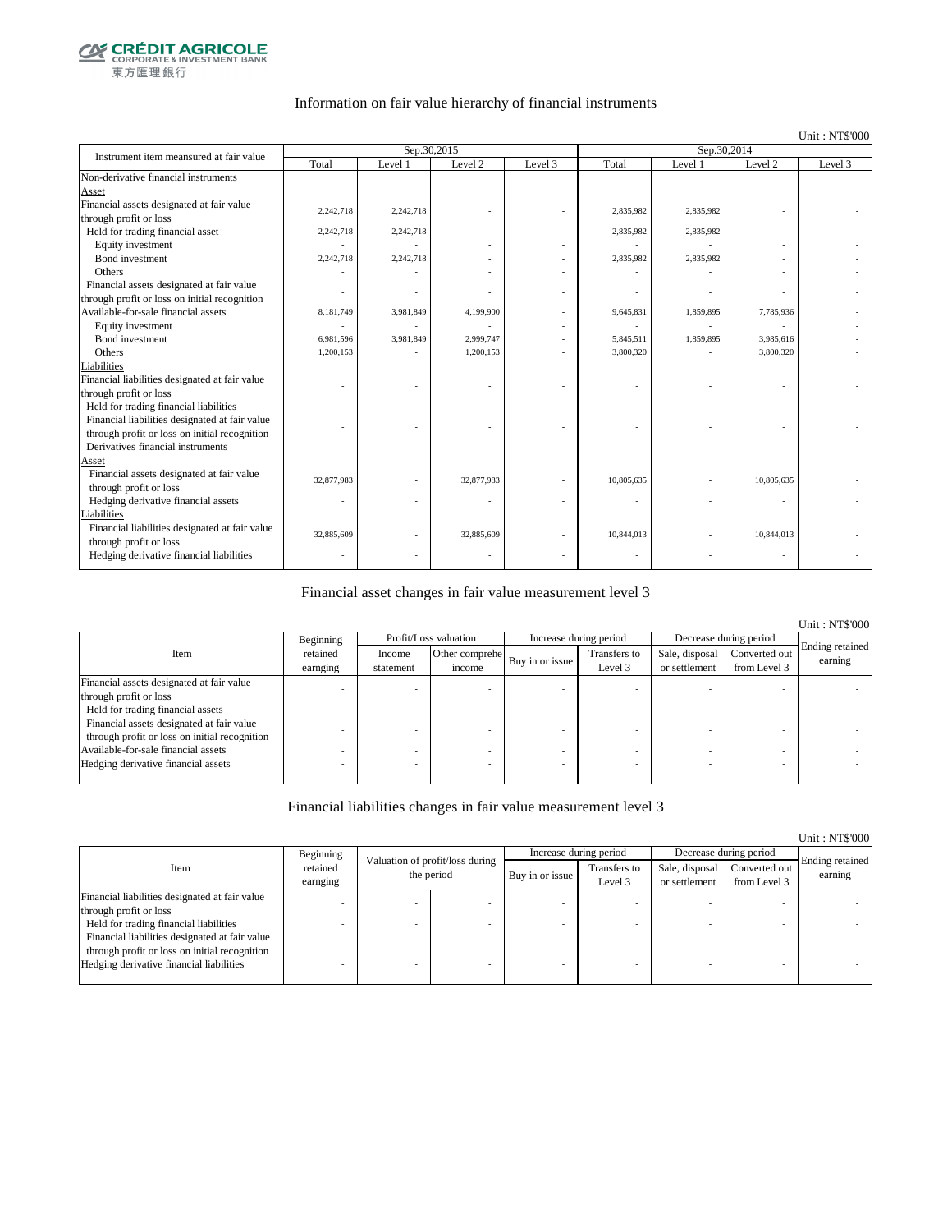# Information on fair value hierarchy of financial instruments

Unit : NT$'000

| Instrument item measured at fair value | Sep.30,2015 | | | | Sep.30,2014 | | | |
|---|---|---|---|---|---|---|---|---|
| | Total | Level 1 | Level 2 | Level 3 | Total | Level 1 | Level 2 | Level 3 |
| Non-derivative financial instruments | | | | | | | | |
| Asset | | | | | | | | |
| Financial assets designated at fair value through profit or loss | 2,242,718 | 2,242,718 | - | - | 2,835,982 | 2,835,982 | - | - |
| Held for trading financial asset | 2,242,718 | 2,242,718 | - | - | 2,835,982 | 2,835,982 | - | - |
| Equity investment | - | - | - | - | - | - | - | - |
| Bond investment | 2,242,718 | 2,242,718 | - | - | 2,835,982 | 2,835,982 | - | - |
| Others | - | - | - | - | - | - | - | - |
| Financial assets designated at fair value through profit or loss on initial recognition | - | - | - | - | - | - | - | - |
| Available-for-sale financial assets | 8,181,749 | 3,981,849 | 4,199,900 | - | 9,645,831 | 1,859,895 | 7,785,936 | - |
| Equity investment | - | - | - | - | - | - | - | - |
| Bond investment | 6,981,596 | 3,981,849 | 2,999,747 | - | 5,845,511 | 1,859,895 | 3,985,616 | - |
| Others | 1,200,153 | - | 1,200,153 | - | 3,800,320 | - | 3,800,320 | - |
| Liabilities | | | | | | | | |
| Financial liabilities designated at fair value through profit or loss | - | - | - | - | - | - | - | - |
| Held for trading financial liabilities | - | - | - | - | - | - | - | - |
| Financial liabilities designated at fair value through profit or loss on initial recognition | - | - | - | - | - | - | - | - |
| Derivatives financial instruments | | | | | | | | |
| Asset | | | | | | | | |
| Financial assets designated at fair value through profit or loss | 32,877,983 | - | 32,877,983 | - | 10,805,635 | - | 10,805,635 | - |
| Hedging derivative financial assets | - | - | - | - | - | - | - | - |
| Liabilities | | | | | | | | |
| Financial liabilities designated at fair value through profit or loss | 32,885,609 | - | 32,885,609 | - | 10,844,013 | - | 10,844,013 | - |
| Hedging derivative financial liabilities | - | - | - | - | - | - | - | - |

# Financial asset changes in fair value measurement level 3

Unit : NT$'000

| Item | Beginning retained earnging | Profit/Loss valuation | | Increase during period | | Decrease during period | | Ending retained earning |
|---|---|---|---|---|---|---|---|---|
| | | Income statement | Other comprehe income | Buy in or issue | Transfers to Level 3 | Sale, disposal or settlement | Converted out from Level 3 | |
| Financial assets designated at fair value through profit or loss | - | - | - | - | - | - | - | - |
| Held for trading financial assets | - | - | - | - | - | - | - | - |
| Financial assets designated at fair value through profit or loss on initial recognition | - | - | - | - | - | - | - | - |
| Available-for-sale financial assets | - | - | - | - | - | - | - | - |
| Hedging derivative financial assets | - | - | - | - | - | - | - | - |

# Financial liabilities changes in fair value measurement level 3

Unit : NT$'000

| Item | Beginning retained earnging | Valuation of profit/loss during the period | | Increase during period | | Decrease during period | | Ending retained earning |
|---|---|---|---|---|---|---|---|---|
| | | | | Buy in or issue | Transfers to Level 3 | Sale, disposal or settlement | Converted out from Level 3 | |
| Financial liabilities designated at fair value through profit or loss | - | - | - | - | - | - | - | - |
| Held for trading financial liabilities | - | - | - | - | - | - | - | - |
| Financial liabilities designated at fair value through profit or loss on initial recognition | - | - | - | - | - | - | - | - |
| Hedging derivative financial liabilities | - | - | - | - | - | - | - | - |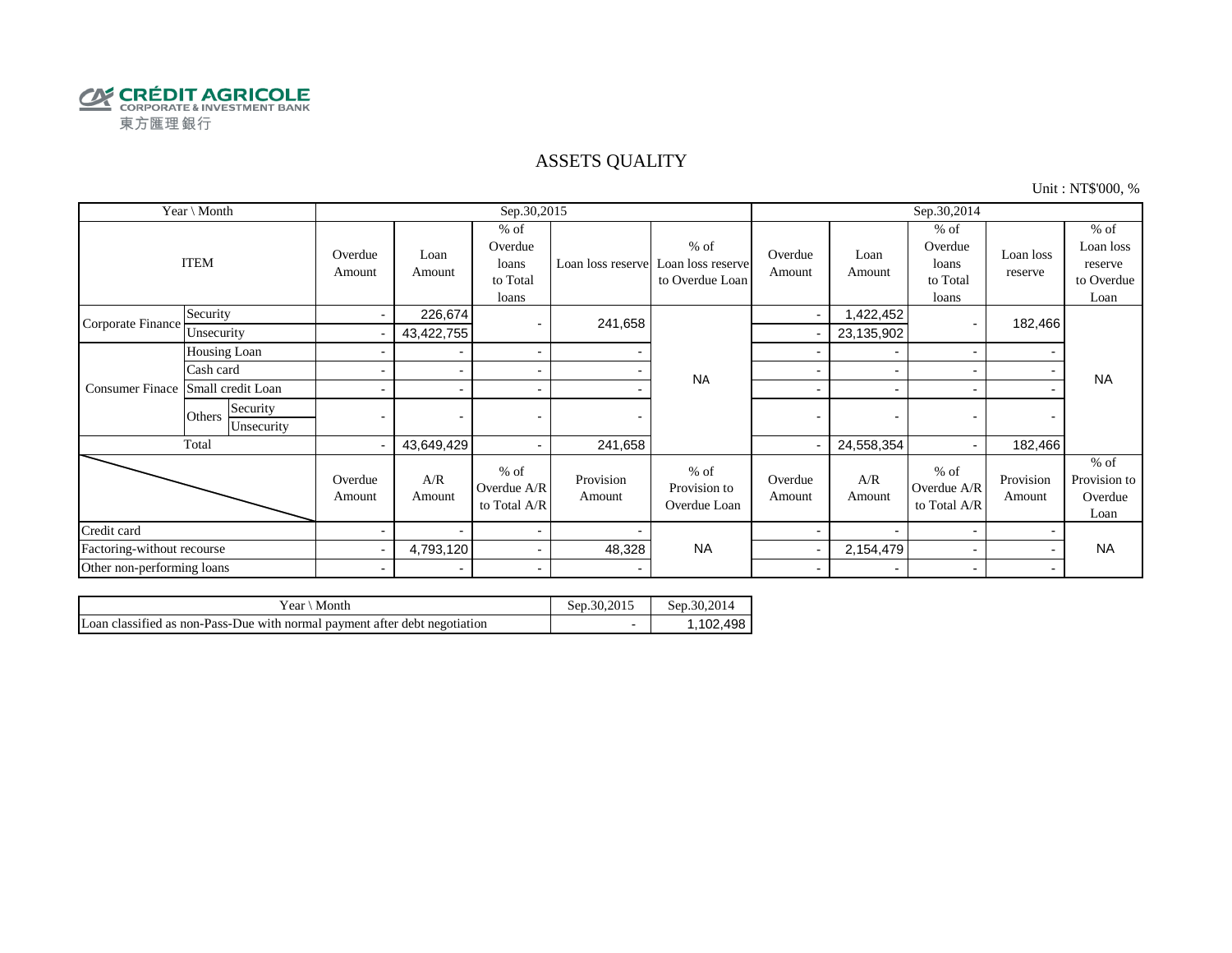CRÉDIT AGRICOLE
CORPORATE & INVESTMENT BANK
東方匯理銀行

# ASSETS QUALITY

Unit : NT$'000, %

| Year \ Month | | | Sep.30,2015 | | | | | Sep.30,2014 | | | | |
|---|---|---|---|---|---|---|---|---|---|---|---|---|
| ITEM | | | Overdue Amount | Loan Amount | % of Overdue loans to Total loans | Loan loss reserve | % of Loan loss reserve to Overdue Loan | Overdue Amount | Loan Amount | % of Overdue loans to Total loans | Loan loss reserve | % of Loan loss reserve to Overdue Loan |
| Corporate Finance | Security | | - | 226,674 | - | 241,658 | NA | - | 1,422,452 | - | 182,466 | NA |
| | Unsecurity | | - | 43,422,755 | | | | - | 23,135,902 | | | |
| Consumer Finace | Housing Loan | | - | - | - | - | | - | - | - | - | |
| | Cash card | | - | - | - | - | | - | - | - | - | |
| | Small credit Loan | | - | - | - | - | | - | - | - | - | |
| | Others | Security | - | - | - | - | | - | - | - | - | |
| | | Unsecurity | | | | | | | | | | |
| Total | | | - | 43,649,429 | - | 241,658 | | - | 24,558,354 | - | 182,466 | |
| | | | Overdue Amount | A/R Amount | % of Overdue A/R to Total A/R | Provision Amount | % of Provision to Overdue Loan | Overdue Amount | A/R Amount | % of Overdue A/R to Total A/R | Provision Amount | % of Provision to Overdue Loan |
| Credit card | | | - | - | - | - | NA | - | - | - | - | NA |
| Factoring-without recourse | | | - | 4,793,120 | - | 48,328 | | - | 2,154,479 | - | - | |
| Other non-performing loans | | | - | - | - | - | | - | - | - | - | |

| Year \ Month | Sep.30,2015 | Sep.30,2014 |
|---|---|---|
| Loan classified as non-Pass-Due with normal payment after debt negotiation | - | 1,102,498 |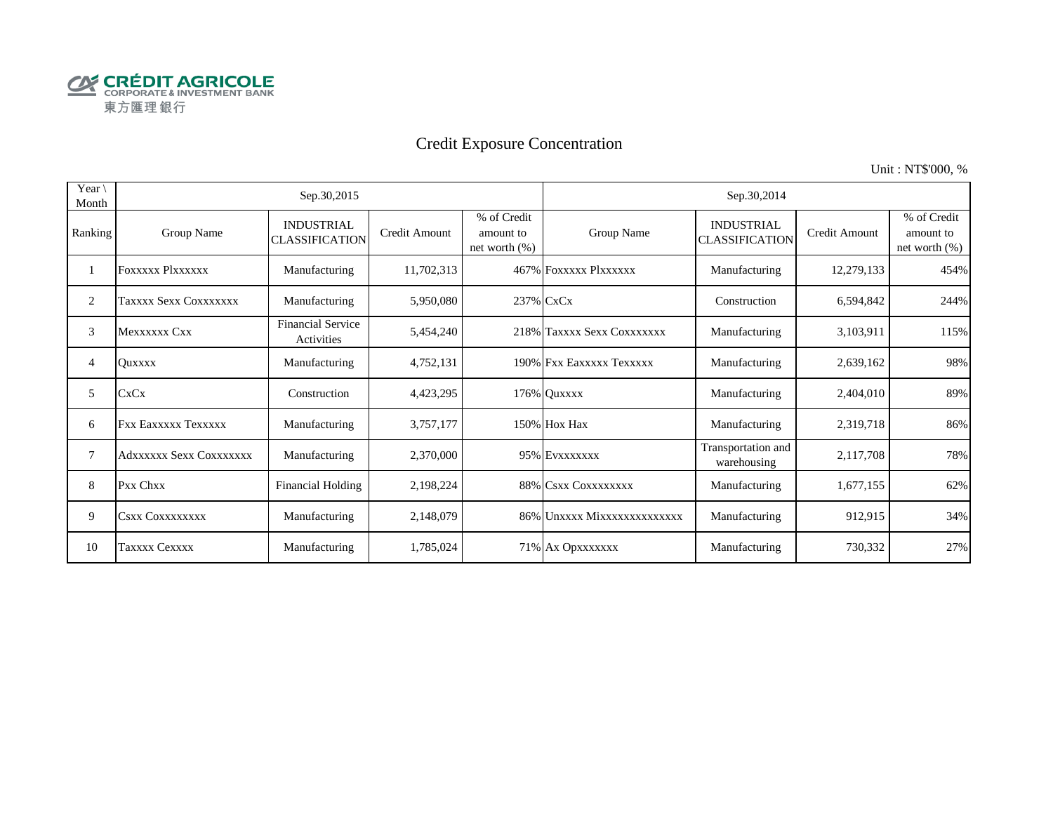CRÉDIT AGRICOLE
CORPORATE & INVESTMENT BANK
東方匯理銀行

# Credit Exposure Concentration

Unit : NT$'000, %

| Year \ Month | Sep.30,2015 | | | | Sep.30,2014 | | | |
|---|---|---|---|---|---|---|---|---|
| Ranking | Group Name | INDUSTRIAL CLASSIFICATION | Credit Amount | % of Credit amount to net worth (%) | Group Name | INDUSTRIAL CLASSIFICATION | Credit Amount | % of Credit amount to net worth (%) |
| 1 | Foxxxxx Plxxxxxx | Manufacturing | 11,702,313 | 467% | Foxxxxx Plxxxxxx | Manufacturing | 12,279,133 | 454% |
| 2 | Taxxxx Sexx Coxxxxxxx | Manufacturing | 5,950,080 | 237% | CxCx | Construction | 6,594,842 | 244% |
| 3 | Mexxxxxx Cxx | Financial Service Activities | 5,454,240 | 218% | Taxxxx Sexx Coxxxxxxx | Manufacturing | 3,103,911 | 115% |
| 4 | Quxxxx | Manufacturing | 4,752,131 | 190% | Fxx Eaxxxxx Texxxxx | Manufacturing | 2,639,162 | 98% |
| 5 | CxCx | Construction | 4,423,295 | 176% | Quxxxx | Manufacturing | 2,404,010 | 89% |
| 6 | Fxx Eaxxxxx Texxxxx | Manufacturing | 3,757,177 | 150% | Hox Hax | Manufacturing | 2,319,718 | 86% |
| 7 | Adxxxxxx Sexx Coxxxxxxx | Manufacturing | 2,370,000 | 95% | Evxxxxxxx | Transportation and warehousing | 2,117,708 | 78% |
| 8 | Pxx Chxx | Financial Holding | 2,198,224 | 88% | Csxx Coxxxxxxxx | Manufacturing | 1,677,155 | 62% |
| 9 | Csxx Coxxxxxxxx | Manufacturing | 2,148,079 | 86% | Unxxxx Mixxxxxxxxxxxxxx | Manufacturing | 912,915 | 34% |
| 10 | Taxxxx Cexxxx | Manufacturing | 1,785,024 | 71% | Ax Opxxxxxxx | Manufacturing | 730,332 | 27% |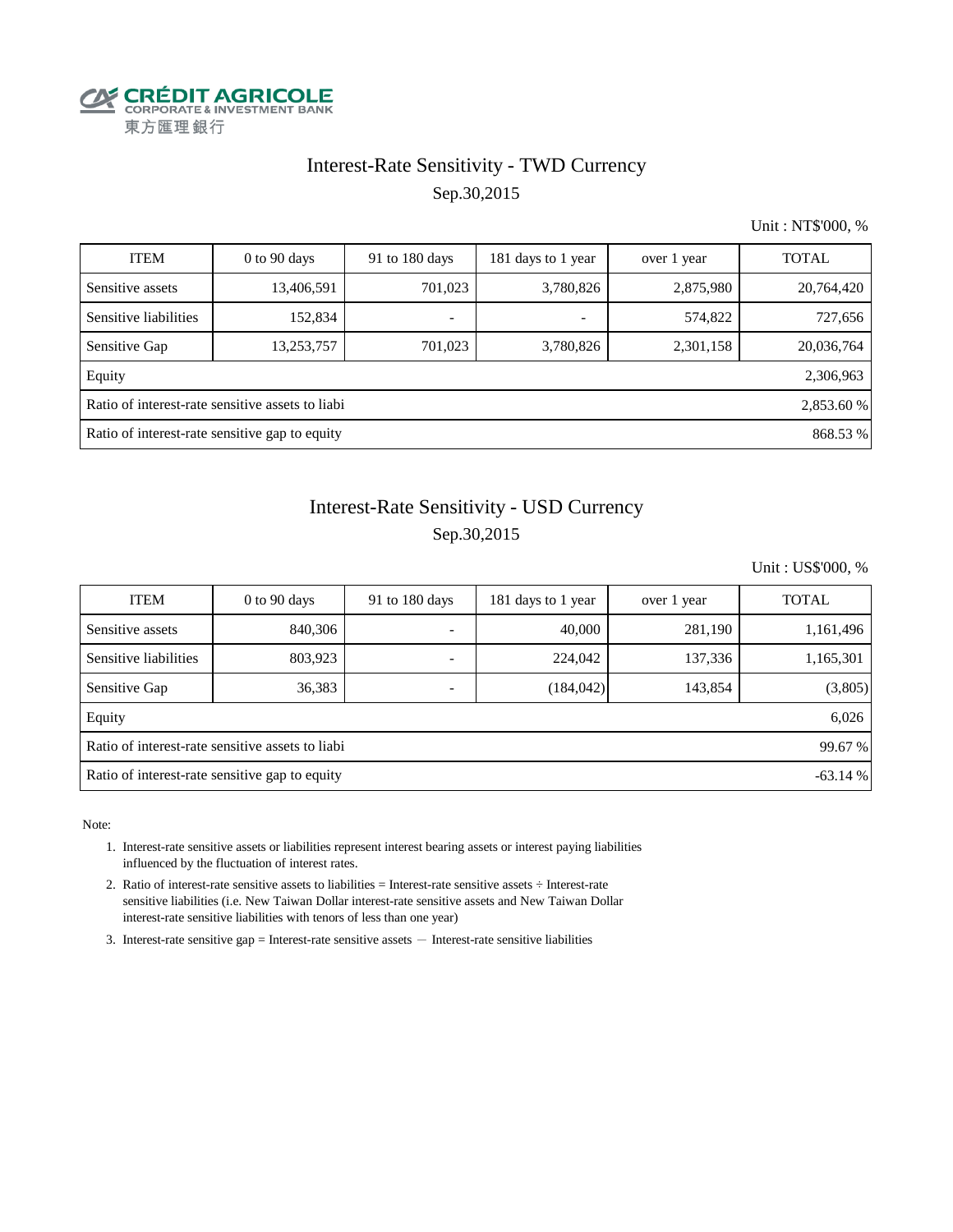CRÉDIT AGRICOLE
CORPORATE & INVESTMENT BANK
東方匯理銀行

## Interest-Rate Sensitivity - TWD Currency

Sep.30,2015

Unit : NT$'000, %

| ITEM | 0 to 90 days | 91 to 180 days | 181 days to 1 year | over 1 year | TOTAL |
|---|---|---|---|---|---|
| Sensitive assets | 13,406,591 | 701,023 | 3,780,826 | 2,875,980 | 20,764,420 |
| Sensitive liabilities | 152,834 | - | - | 574,822 | 727,656 |
| Sensitive Gap | 13,253,757 | 701,023 | 3,780,826 | 2,301,158 | 20,036,764 |
| Equity | | | | | 2,306,963 |
| Ratio of interest-rate sensitive assets to liabi | | | | | 2,853.60 % |
| Ratio of interest-rate sensitive gap to equity | | | | | 868.53 % |

## Interest-Rate Sensitivity - USD Currency

Sep.30,2015

Unit : US$'000, %

| ITEM | 0 to 90 days | 91 to 180 days | 181 days to 1 year | over 1 year | TOTAL |
|---|---|---|---|---|---|
| Sensitive assets | 840,306 | - | 40,000 | 281,190 | 1,161,496 |
| Sensitive liabilities | 803,923 | - | 224,042 | 137,336 | 1,165,301 |
| Sensitive Gap | 36,383 | - | (184,042) | 143,854 | (3,805) |
| Equity | | | | | 6,026 |
| Ratio of interest-rate sensitive assets to liabi | | | | | 99.67 % |
| Ratio of interest-rate sensitive gap to equity | | | | | -63.14 % |

Note:

1. Interest-rate sensitive assets or liabilities represent interest bearing assets or interest paying liabilities influenced by the fluctuation of interest rates.
2. Ratio of interest-rate sensitive assets to liabilities = Interest-rate sensitive assets ÷ Interest-rate sensitive liabilities (i.e. New Taiwan Dollar interest-rate sensitive assets and New Taiwan Dollar interest-rate sensitive liabilities with tenors of less than one year)
3. Interest-rate sensitive gap = Interest-rate sensitive assets － Interest-rate sensitive liabilities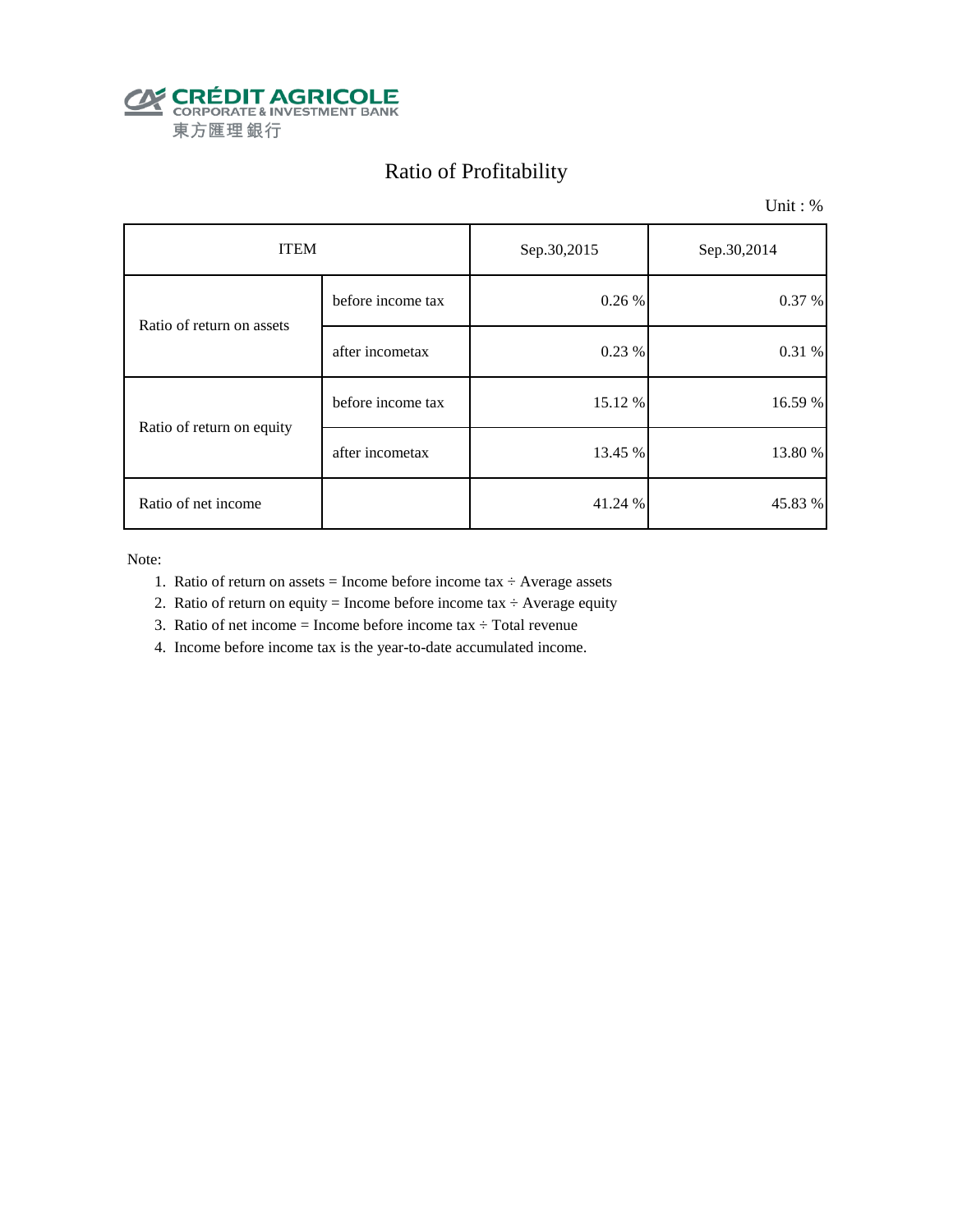CRÉDIT AGRICOLE
CORPORATE & INVESTMENT BANK
東方匯理銀行

# Ratio of Profitability

Unit : %

| ITEM | | Sep.30,2015 | Sep.30,2014 |
|---|---|---|---|
| Ratio of return on assets | before income tax | 0.26 % | 0.37 % |
| | after incometax | 0.23 % | 0.31 % |
| Ratio of return on equity | before income tax | 15.12 % | 16.59 % |
| | after incometax | 13.45 % | 13.80 % |
| Ratio of net income | | 41.24 % | 45.83 % |

Note:

1. Ratio of return on assets = Income before income tax ÷ Average assets
2. Ratio of return on equity = Income before income tax ÷ Average equity
3. Ratio of net income = Income before income tax ÷ Total revenue
4. Income before income tax is the year-to-date accumulated income.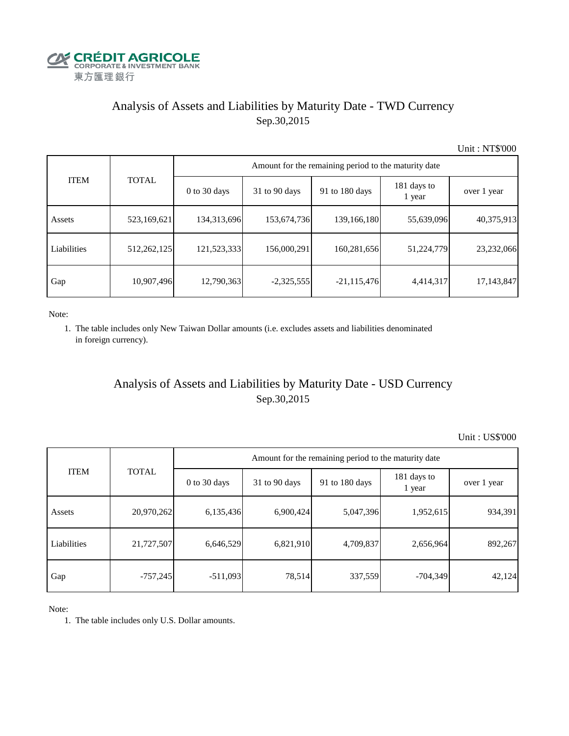CRÉDIT AGRICOLE
CORPORATE & INVESTMENT BANK
東方匯理銀行

## Analysis of Assets and Liabilities by Maturity Date - TWD Currency
Sep.30,2015

Unit : NT$'000

| ITEM | TOTAL | Amount for the remaining period to the maturity date | | | | |
|---|---|---|---|---|---|---|
| | | 0 to 30 days | 31 to 90 days | 91 to 180 days | 181 days to 1 year | over 1 year |
| Assets | 523,169,621 | 134,313,696 | 153,674,736 | 139,166,180 | 55,639,096 | 40,375,913 |
| Liabilities | 512,262,125 | 121,523,333 | 156,000,291 | 160,281,656 | 51,224,779 | 23,232,066 |
| Gap | 10,907,496 | 12,790,363 | -2,325,555 | -21,115,476 | 4,414,317 | 17,143,847 |

Note:

1. The table includes only New Taiwan Dollar amounts (i.e. excludes assets and liabilities denominated in foreign currency).

## Analysis of Assets and Liabilities by Maturity Date - USD Currency
Sep.30,2015

Unit : US$'000

| ITEM | TOTAL | Amount for the remaining period to the maturity date | | | | |
|---|---|---|---|---|---|---|
| | | 0 to 30 days | 31 to 90 days | 91 to 180 days | 181 days to 1 year | over 1 year |
| Assets | 20,970,262 | 6,135,436 | 6,900,424 | 5,047,396 | 1,952,615 | 934,391 |
| Liabilities | 21,727,507 | 6,646,529 | 6,821,910 | 4,709,837 | 2,656,964 | 892,267 |
| Gap | -757,245 | -511,093 | 78,514 | 337,559 | -704,349 | 42,124 |

Note:

1. The table includes only U.S. Dollar amounts.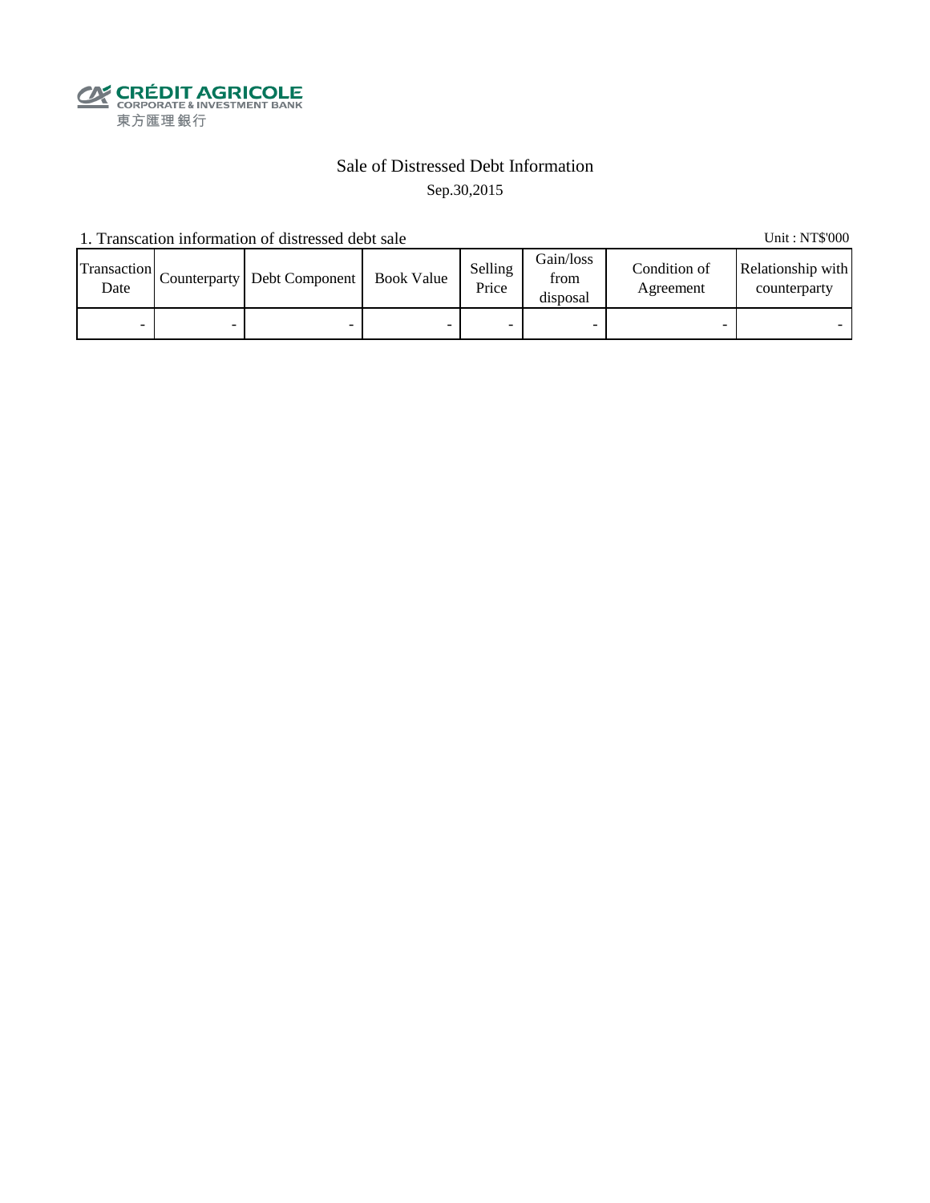CRÉDIT AGRICOLE
CORPORATE & INVESTMENT BANK
東方匯理銀行

# Sale of Distressed Debt Information

Sep.30,2015

1. Transcation information of distressed debt sale

Unit : NT$'000

| Transaction Date | Counterparty | Debt Component | Book Value | Selling Price | Gain/loss from disposal | Condition of Agreement | Relationship with counterparty |
|---|---|---|---|---|---|---|---|
| - | - | - | - | - | - | - | - |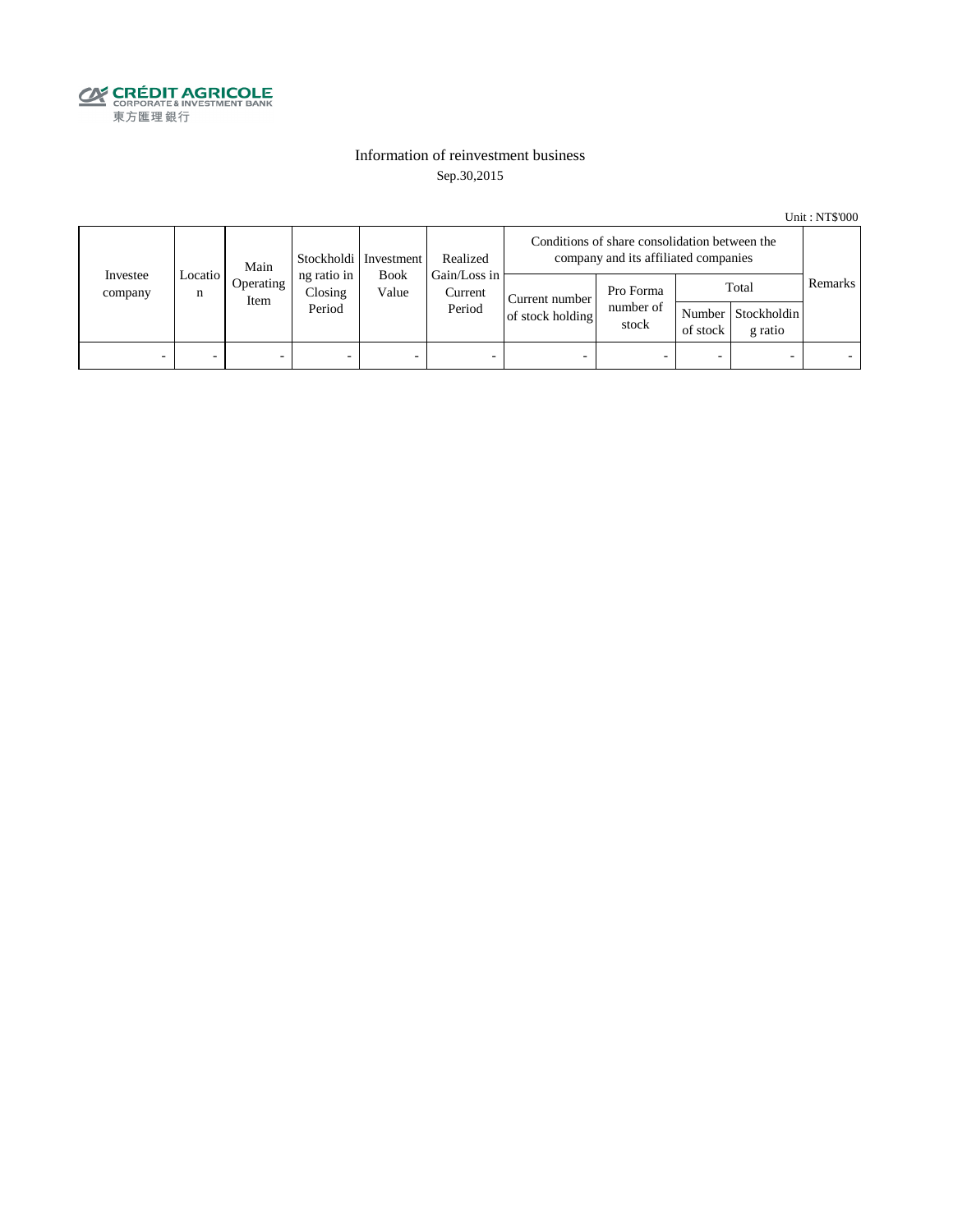CRÉDIT AGRICOLE
CORPORATE & INVESTMENT BANK
東方匯理銀行

# Information of reinvestment business

Sep.30,2015

Unit : NT$'000

| Investee company | Location | Main Operating Item | Stockholding ratio in Closing Period | Investment Book Value | Realized Gain/Loss in Current Period | Conditions of share consolidation between the company and its affiliated companies | | | | Remarks |
|---|---|---|---|---|---|---|---|---|---|---|
| | | | | | | Current number of stock holding | Pro Forma number of stock | Total | | |
| | | | | | | | | Number of stock | Stockholding ratio | |
| - | - | - | - | - | - | - | - | - | - | - |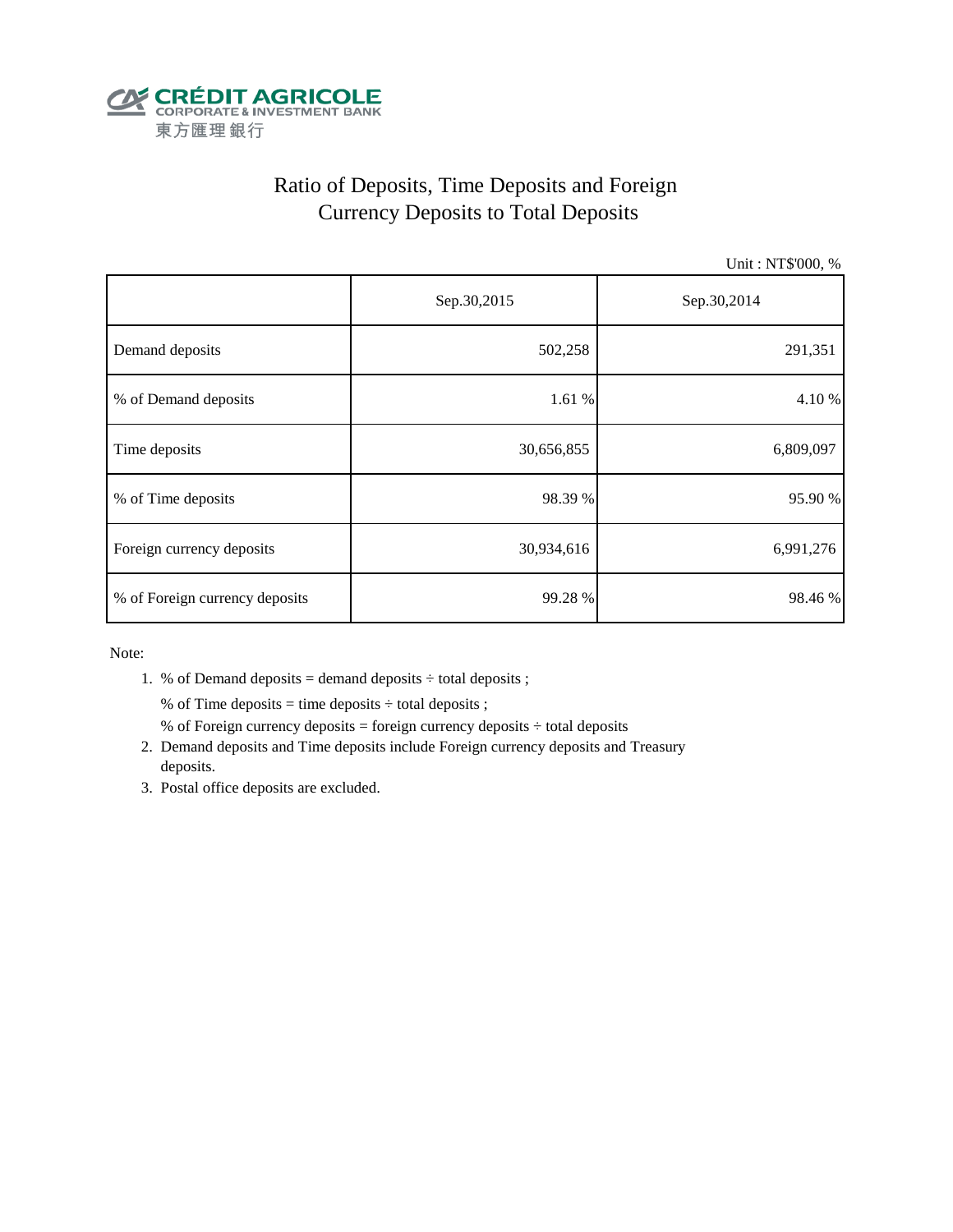CRÉDIT AGRICOLE
CORPORATE & INVESTMENT BANK
東方匯理銀行

# Ratio of Deposits, Time Deposits and Foreign Currency Deposits to Total Deposits

Unit : NT$'000, %

| | Sep.30,2015 | Sep.30,2014 |
|---|---|---|
| Demand deposits | 502,258 | 291,351 |
| % of Demand deposits | 1.61 % | 4.10 % |
| Time deposits | 30,656,855 | 6,809,097 |
| % of Time deposits | 98.39 % | 95.90 % |
| Foreign currency deposits | 30,934,616 | 6,991,276 |
| % of Foreign currency deposits | 99.28 % | 98.46 % |

Note:

1. % of Demand deposits = demand deposits ÷ total deposits ;
   % of Time deposits = time deposits ÷ total deposits ;
   % of Foreign currency deposits = foreign currency deposits ÷ total deposits
2. Demand deposits and Time deposits include Foreign currency deposits and Treasury deposits.
3. Postal office deposits are excluded.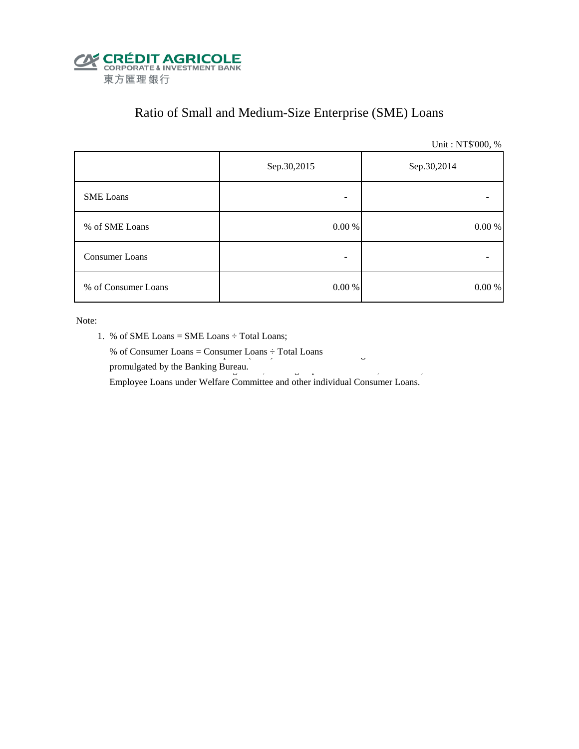CRÉDIT AGRICOLE
CORPORATE & INVESTMENT BANK
東方匯理銀行

# Ratio of Small and Medium-Size Enterprise (SME) Loans

Unit : NT$'000, %

| | Sep.30,2015 | Sep.30,2014 |
|---|---|---|
| SME Loans | - | - |
| % of SME Loans | 0.00 % | 0.00 % |
| Consumer Loans | - | - |
| % of Consumer Loans | 0.00 % | 0.00 % |

Note:

1. % of SME Loans = SME Loans ÷ Total Loans;
   % of Consumer Loans = Consumer Loans ÷ Total Loans
   promulgated by the Banking Bureau.
   Employee Loans under Welfare Committee and other individual Consumer Loans.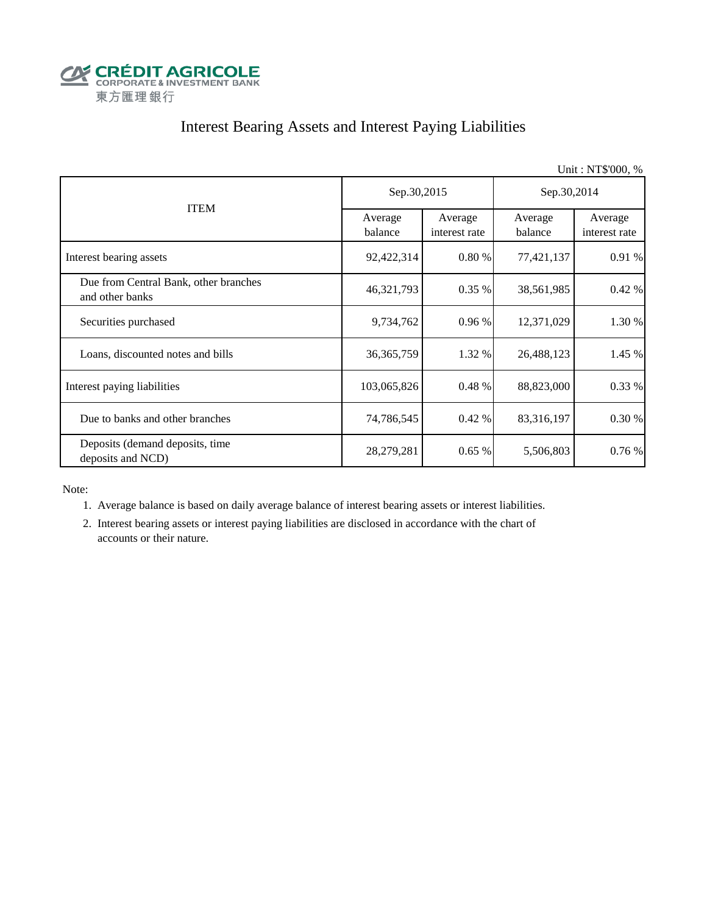CRÉDIT AGRICOLE
CORPORATE & INVESTMENT BANK
東方匯理銀行

# Interest Bearing Assets and Interest Paying Liabilities

Unit : NT$'000, %

| ITEM | Sep.30,2015 | | Sep.30,2014 | |
|---|---|---|---|---|
| | Average balance | Average interest rate | Average balance | Average interest rate |
| Interest bearing assets | 92,422,314 | 0.80 % | 77,421,137 | 0.91 % |
| Due from Central Bank, other branches and other banks | 46,321,793 | 0.35 % | 38,561,985 | 0.42 % |
| Securities purchased | 9,734,762 | 0.96 % | 12,371,029 | 1.30 % |
| Loans, discounted notes and bills | 36,365,759 | 1.32 % | 26,488,123 | 1.45 % |
| Interest paying liabilities | 103,065,826 | 0.48 % | 88,823,000 | 0.33 % |
| Due to banks and other branches | 74,786,545 | 0.42 % | 83,316,197 | 0.30 % |
| Deposits (demand deposits, time deposits and NCD) | 28,279,281 | 0.65 % | 5,506,803 | 0.76 % |

Note:

1. Average balance is based on daily average balance of interest bearing assets or interest liabilities.
2. Interest bearing assets or interest paying liabilities are disclosed in accordance with the chart of accounts or their nature.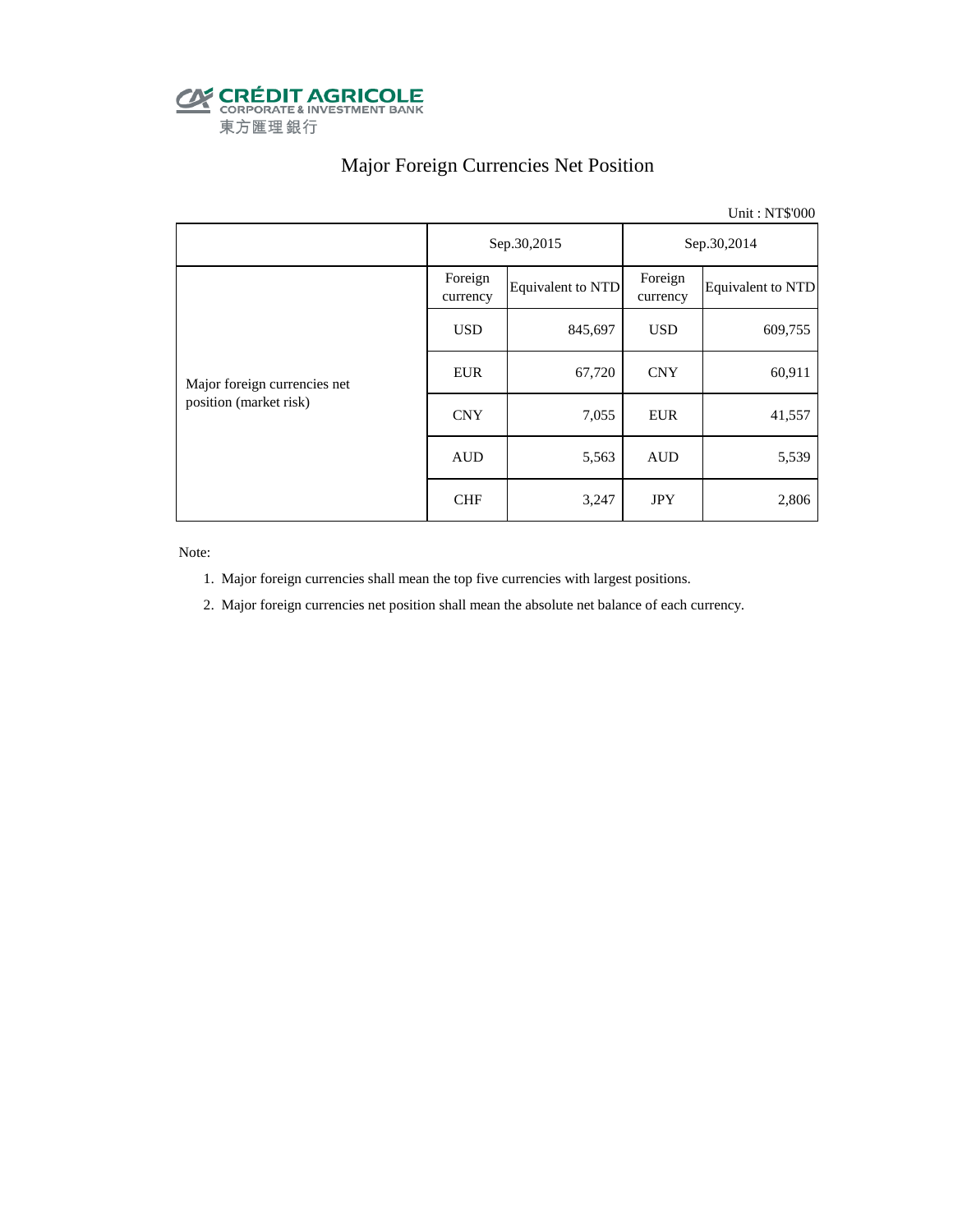CRÉDIT AGRICOLE
CORPORATE & INVESTMENT BANK
東方匯理銀行

# Major Foreign Currencies Net Position

Unit : NT$'000

| | Sep.30,2015 | | Sep.30,2014 | |
|---|---|---|---|---|
| | Foreign currency | Equivalent to NTD | Foreign currency | Equivalent to NTD |
| Major foreign currencies net position (market risk) | USD | 845,697 | USD | 609,755 |
| | EUR | 67,720 | CNY | 60,911 |
| | CNY | 7,055 | EUR | 41,557 |
| | AUD | 5,563 | AUD | 5,539 |
| | CHF | 3,247 | JPY | 2,806 |

Note:

1. Major foreign currencies shall mean the top five currencies with largest positions.
2. Major foreign currencies net position shall mean the absolute net balance of each currency.